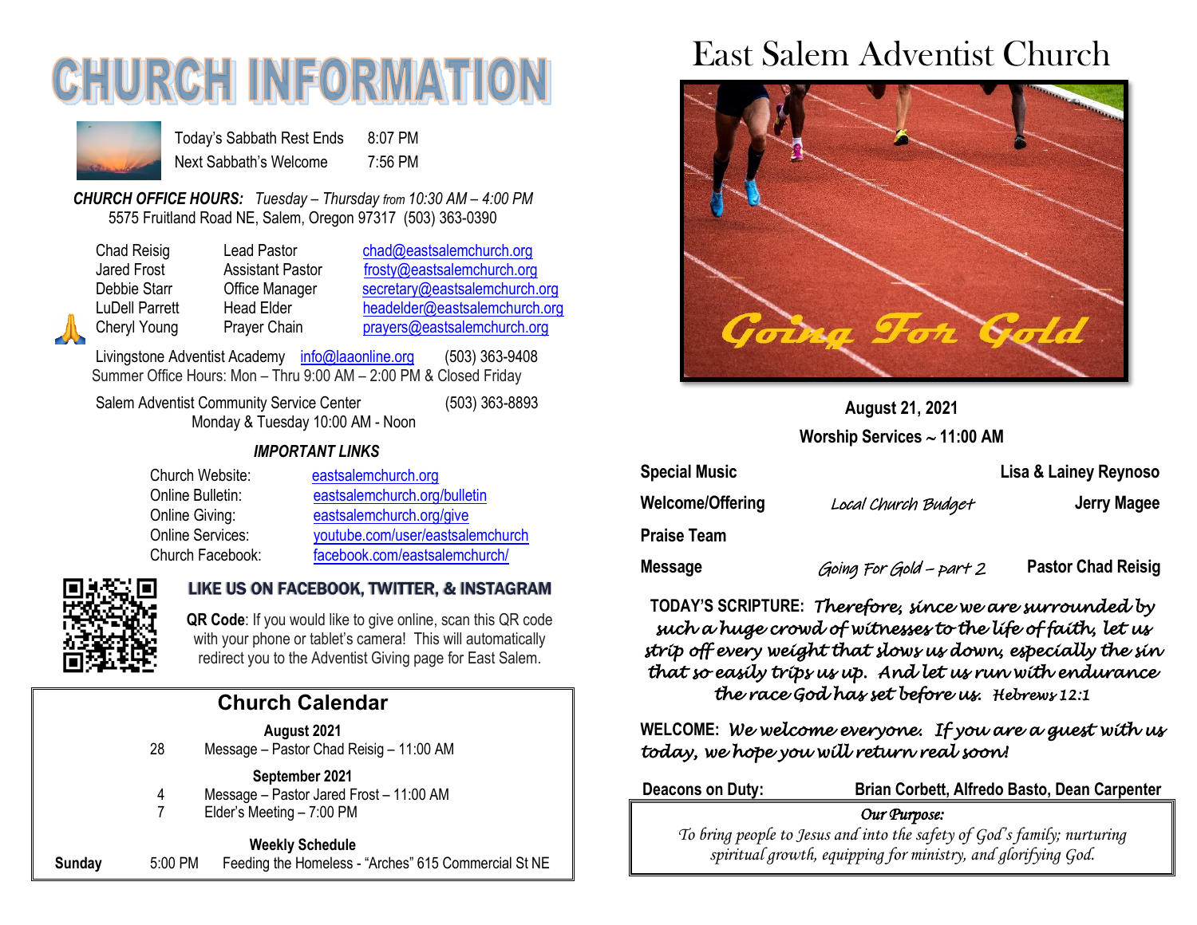# CHURCH INFORMATION

| | |
|---|---|
| Today's Sabbath Rest Ends | 8:07 PM |
| Next Sabbath's Welcome | 7:56 PM |

***CHURCH OFFICE HOURS:*** *Tuesday – Thursday from 10:30 AM – 4:00 PM*
5575 Fruitland Road NE, Salem, Oregon 97317 (503) 363-0390

| | | |
|---|---|---|
| Chad Reisig | Lead Pastor | chad@eastsalemchurch.org |
| Jared Frost | Assistant Pastor | frosty@eastsalemchurch.org |
| Debbie Starr | Office Manager | secretary@eastsalemchurch.org |
| LuDell Parrett | Head Elder | headelder@eastsalemchurch.org |
| Cheryl Young | Prayer Chain | prayers@eastsalemchurch.org |

Livingstone Adventist Academy info@laaonline.org (503) 363-9408
Summer Office Hours: Mon – Thru 9:00 AM – 2:00 PM & Closed Friday

Salem Adventist Community Service Center (503) 363-8893
Monday & Tuesday 10:00 AM - Noon

***IMPORTANT LINKS***

| | |
|---|---|
| Church Website: | eastsalemchurch.org |
| Online Bulletin: | eastsalemchurch.org/bulletin |
| Online Giving: | eastsalemchurch.org/give |
| Online Services: | youtube.com/user/eastsalemchurch |
| Church Facebook: | facebook.com/eastsalemchurch/ |

**LIKE US ON FACEBOOK, TWITTER, & INSTAGRAM**

**QR Code**: If you would like to give online, scan this QR code with your phone or tablet's camera! This will automatically redirect you to the Adventist Giving page for East Salem.

## Church Calendar

**August 2021**

28 Message – Pastor Chad Reisig – 11:00 AM

**September 2021**

4 Message – Pastor Jared Frost – 11:00 AM
7 Elder's Meeting – 7:00 PM

**Weekly Schedule**

**Sunday** 5:00 PM Feeding the Homeless - "Arches" 615 Commercial St NE

# East Salem Adventist Church

Going For Gold

**August 21, 2021**
**Worship Services ~ 11:00 AM**

| | | |
|---|---|---|
| **Special Music** | | **Lisa & Lainey Reynoso** |
| **Welcome/Offering** | *Local Church Budget* | **Jerry Magee** |
| **Praise Team** | | |
| **Message** | *Going For Gold – part 2* | **Pastor Chad Reisig** |

**TODAY'S SCRIPTURE:** *Therefore, since we are surrounded by such a huge crowd of witnesses to the life of faith, let us strip off every weight that slows us down, especially the sin that so easily trips us up. And let us run with endurance the race God has set before us. Hebrews 12:1*

**WELCOME:** *We welcome everyone. If you are a guest with us today, we hope you will return real soon!*

**Deacons on Duty:** **Brian Corbett, Alfredo Basto, Dean Carpenter**

***Our Purpose:***
*To bring people to Jesus and into the safety of God's family; nurturing spiritual growth, equipping for ministry, and glorifying God.*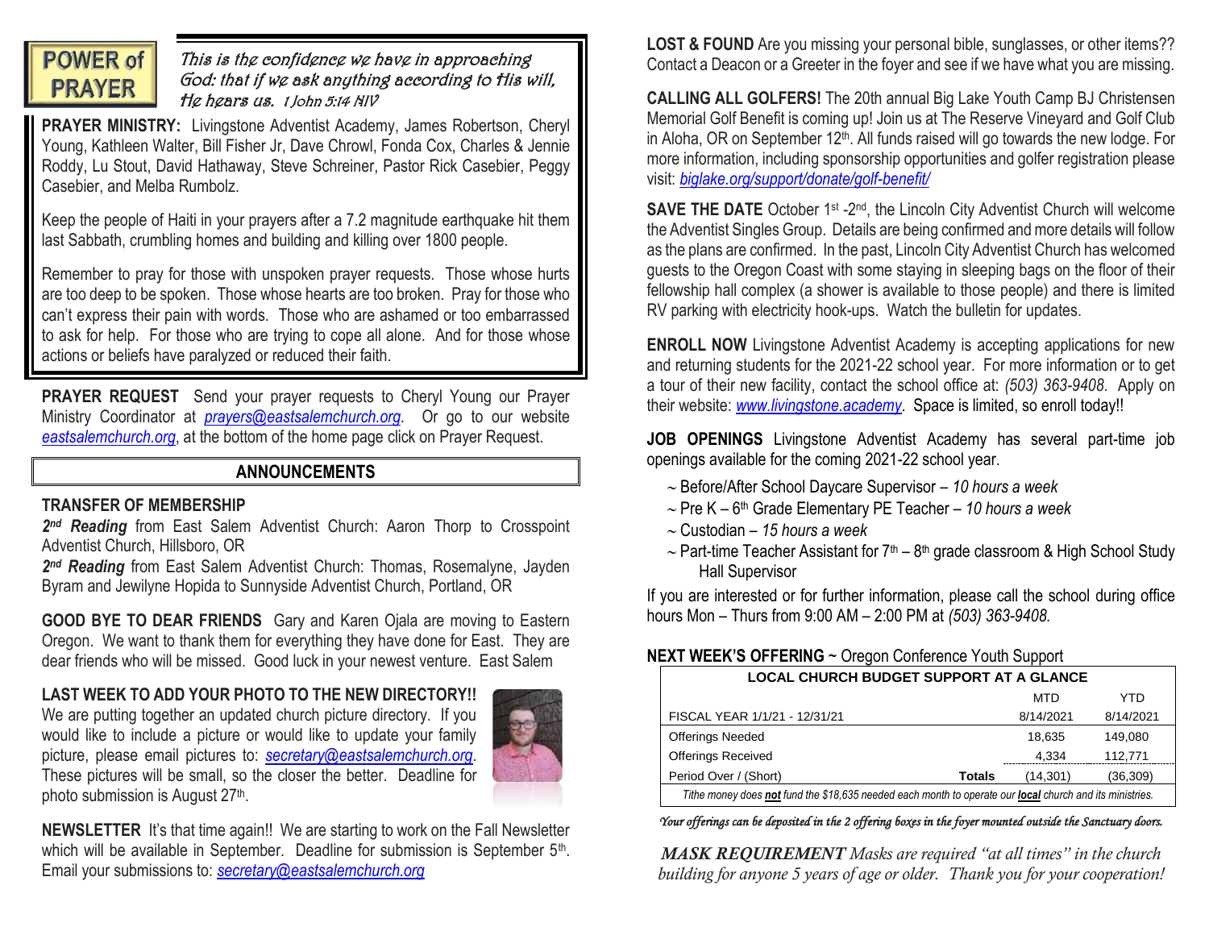**POWER of PRAYER**

*This is the confidence we have in approaching God: that if we ask anything according to His will, He hears us. 1 John 5:14 NIV*

**PRAYER MINISTRY:** Livingstone Adventist Academy, James Robertson, Cheryl Young, Kathleen Walter, Bill Fisher Jr, Dave Chrowl, Fonda Cox, Charles & Jennie Roddy, Lu Stout, David Hathaway, Steve Schreiner, Pastor Rick Casebier, Peggy Casebier, and Melba Rumbolz.

Keep the people of Haiti in your prayers after a 7.2 magnitude earthquake hit them last Sabbath, crumbling homes and building and killing over 1800 people.

Remember to pray for those with unspoken prayer requests. Those whose hurts are too deep to be spoken. Those whose hearts are too broken. Pray for those who can't express their pain with words. Those who are ashamed or too embarrassed to ask for help. For those who are trying to cope all alone. And for those whose actions or beliefs have paralyzed or reduced their faith.

**PRAYER REQUEST** Send your prayer requests to Cheryl Young our Prayer Ministry Coordinator at *prayers@eastsalemchurch.org*. Or go to our website eastsalemchurch.org, at the bottom of the home page click on Prayer Request.

## ANNOUNCEMENTS

**TRANSFER OF MEMBERSHIP**
***2nd Reading*** from East Salem Adventist Church: Aaron Thorp to Crosspoint Adventist Church, Hillsboro, OR
***2nd Reading*** from East Salem Adventist Church: Thomas, Rosemalyne, Jayden Byram and Jewilyne Hopida to Sunnyside Adventist Church, Portland, OR

**GOOD BYE TO DEAR FRIENDS** Gary and Karen Ojala are moving to Eastern Oregon. We want to thank them for everything they have done for East. They are dear friends who will be missed. Good luck in your newest venture. East Salem

**LAST WEEK TO ADD YOUR PHOTO TO THE NEW DIRECTORY!!** We are putting together an updated church picture directory. If you would like to include a picture or would like to update your family picture, please email pictures to: *secretary@eastsalemchurch.org*. These pictures will be small, so the closer the better. Deadline for photo submission is August 27th.

**NEWSLETTER** It's that time again!! We are starting to work on the Fall Newsletter which will be available in September. Deadline for submission is September 5th. Email your submissions to: *secretary@eastsalemchurch.org*

**LOST & FOUND** Are you missing your personal bible, sunglasses, or other items?? Contact a Deacon or a Greeter in the foyer and see if we have what you are missing.

**CALLING ALL GOLFERS!** The 20th annual Big Lake Youth Camp BJ Christensen Memorial Golf Benefit is coming up! Join us at The Reserve Vineyard and Golf Club in Aloha, OR on September 12th. All funds raised will go towards the new lodge. For more information, including sponsorship opportunities and golfer registration please visit: *biglake.org/support/donate/golf-benefit/*

**SAVE THE DATE** October 1st -2nd, the Lincoln City Adventist Church will welcome the Adventist Singles Group. Details are being confirmed and more details will follow as the plans are confirmed. In the past, Lincoln City Adventist Church has welcomed guests to the Oregon Coast with some staying in sleeping bags on the floor of their fellowship hall complex (a shower is available to those people) and there is limited RV parking with electricity hook-ups. Watch the bulletin for updates.

**ENROLL NOW** Livingstone Adventist Academy is accepting applications for new and returning students for the 2021-22 school year. For more information or to get a tour of their new facility, contact the school office at: *(503) 363-9408*. Apply on their website: *www.livingstone.academy*. Space is limited, so enroll today!!

**JOB OPENINGS** Livingstone Adventist Academy has several part-time job openings available for the coming 2021-22 school year.

- ~ Before/After School Daycare Supervisor – *10 hours a week*
- ~ Pre K – 6th Grade Elementary PE Teacher – *10 hours a week*
- ~ Custodian – *15 hours a week*
- ~ Part-time Teacher Assistant for 7th – 8th grade classroom & High School Study Hall Supervisor

If you are interested or for further information, please call the school during office hours Mon – Thurs from 9:00 AM – 2:00 PM at *(503) 363-9408.*

**NEXT WEEK'S OFFERING** ~ Oregon Conference Youth Support

| LOCAL CHURCH BUDGET SUPPORT AT A GLANCE | | | |
|---|---|---|---|
| | | MTD | YTD |
| FISCAL YEAR 1/1/21 - 12/31/21 | | 8/14/2021 | 8/14/2021 |
| Offerings Needed | | 18,635 | 149,080 |
| Offerings Received | | 4,334 | 112,771 |
| Period Over / (Short) | Totals | (14,301) | (36,309) |

*Tithe money does **not** fund the $18,635 needed each month to operate our **local** church and its ministries.*

*Your offerings can be deposited in the 2 offering boxes in the foyer mounted outside the Sanctuary doors.*

***MASK REQUIREMENT*** *Masks are required "at all times" in the church building for anyone 5 years of age or older. Thank you for your cooperation!*